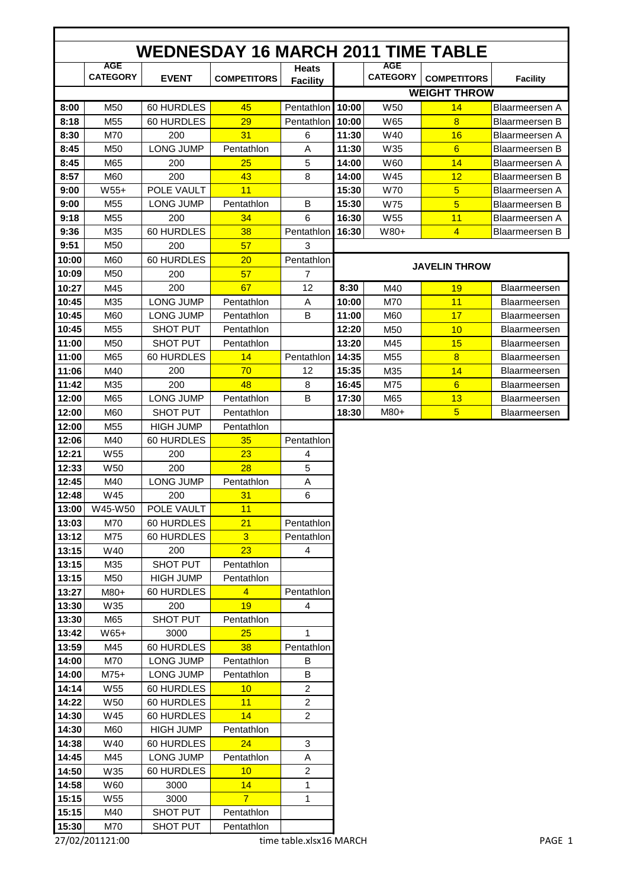# WEDNESDAY 16 MARCH 2011 TIME TABLE

| | AGE CATEGORY | EVENT | COMPETITORS | Heats Facility |
|---|---|---|---|---|
| 8:00 | M50 | 60 HURDLES | 45 | Pentathlon |
| 8:18 | M55 | 60 HURDLES | 29 | Pentathlon |
| 8:30 | M70 | 200 | 31 | 6 |
| 8:45 | M50 | LONG JUMP | Pentathlon | A |
| 8:45 | M65 | 200 | 25 | 5 |
| 8:57 | M60 | 200 | 43 | 8 |
| 9:00 | W55+ | POLE VAULT | 11 | |
| 9:00 | M55 | LONG JUMP | Pentathlon | B |
| 9:18 | M55 | 200 | 34 | 6 |
| 9:36 | M35 | 60 HURDLES | 38 | Pentathlon |
| 9:51 | M50 | 200 | 57 | 3 |
| 10:00 | M60 | 60 HURDLES | 20 | Pentathlon |
| 10:09 | M50 | 200 | 57 | 7 |
| 10:27 | M45 | 200 | 67 | 12 |
| 10:45 | M35 | LONG JUMP | Pentathlon | A |
| 10:45 | M60 | LONG JUMP | Pentathlon | B |
| 10:45 | M55 | SHOT PUT | Pentathlon | |
| 11:00 | M50 | SHOT PUT | Pentathlon | |
| 11:00 | M65 | 60 HURDLES | 14 | Pentathlon |
| 11:06 | M40 | 200 | 70 | 12 |
| 11:42 | M35 | 200 | 48 | 8 |
| 12:00 | M65 | LONG JUMP | Pentathlon | B |
| 12:00 | M60 | SHOT PUT | Pentathlon | |
| 12:00 | M55 | HIGH JUMP | Pentathlon | |
| 12:06 | M40 | 60 HURDLES | 35 | Pentathlon |
| 12:21 | W55 | 200 | 23 | 4 |
| 12:33 | W50 | 200 | 28 | 5 |
| 12:45 | M40 | LONG JUMP | Pentathlon | A |
| 12:48 | W45 | 200 | 31 | 6 |
| 13:00 | W45-W50 | POLE VAULT | 11 | |
| 13:03 | M70 | 60 HURDLES | 21 | Pentathlon |
| 13:12 | M75 | 60 HURDLES | 3 | Pentathlon |
| 13:15 | W40 | 200 | 23 | 4 |
| 13:15 | M35 | SHOT PUT | Pentathlon | |
| 13:15 | M50 | HIGH JUMP | Pentathlon | |
| 13:27 | M80+ | 60 HURDLES | 4 | Pentathlon |
| 13:30 | W35 | 200 | 19 | 4 |
| 13:30 | M65 | SHOT PUT | Pentathlon | |
| 13:42 | W65+ | 3000 | 25 | 1 |
| 13:59 | M45 | 60 HURDLES | 38 | Pentathlon |
| 14:00 | M70 | LONG JUMP | Pentathlon | B |
| 14:00 | M75+ | LONG JUMP | Pentathlon | B |
| 14:14 | W55 | 60 HURDLES | 10 | 2 |
| 14:22 | W50 | 60 HURDLES | 11 | 2 |
| 14:30 | W45 | 60 HURDLES | 14 | 2 |
| 14:30 | M60 | HIGH JUMP | Pentathlon | |
| 14:38 | W40 | 60 HURDLES | 24 | 3 |
| 14:45 | M45 | LONG JUMP | Pentathlon | A |
| 14:50 | W35 | 60 HURDLES | 10 | 2 |
| 14:58 | W60 | 3000 | 14 | 1 |
| 15:15 | W55 | 3000 | 7 | 1 |
| 15:15 | M40 | SHOT PUT | Pentathlon | |
| 15:30 | M70 | SHOT PUT | Pentathlon | |

## WEIGHT THROW

| | AGE CATEGORY | COMPETITORS | Facility |
|---|---|---|---|
| 10:00 | W50 | 14 | Blaarmeersen A |
| 10:00 | W65 | 8 | Blaarmeersen B |
| 11:30 | W40 | 16 | Blaarmeersen A |
| 11:30 | W35 | 6 | Blaarmeersen B |
| 14:00 | W60 | 14 | Blaarmeersen A |
| 14:00 | W45 | 12 | Blaarmeersen B |
| 15:30 | W70 | 5 | Blaarmeersen A |
| 15:30 | W75 | 5 | Blaarmeersen B |
| 16:30 | W55 | 11 | Blaarmeersen A |
| 16:30 | W80+ | 4 | Blaarmeersen B |

## JAVELIN THROW

| | AGE CATEGORY | COMPETITORS | Facility |
|---|---|---|---|
| 8:30 | M40 | 19 | Blaarmeersen |
| 10:00 | M70 | 11 | Blaarmeersen |
| 11:00 | M60 | 17 | Blaarmeersen |
| 12:20 | M50 | 10 | Blaarmeersen |
| 13:20 | M45 | 15 | Blaarmeersen |
| 14:35 | M55 | 8 | Blaarmeersen |
| 15:35 | M35 | 14 | Blaarmeersen |
| 16:45 | M75 | 6 | Blaarmeersen |
| 17:30 | M65 | 13 | Blaarmeersen |
| 18:30 | M80+ | 5 | Blaarmeersen |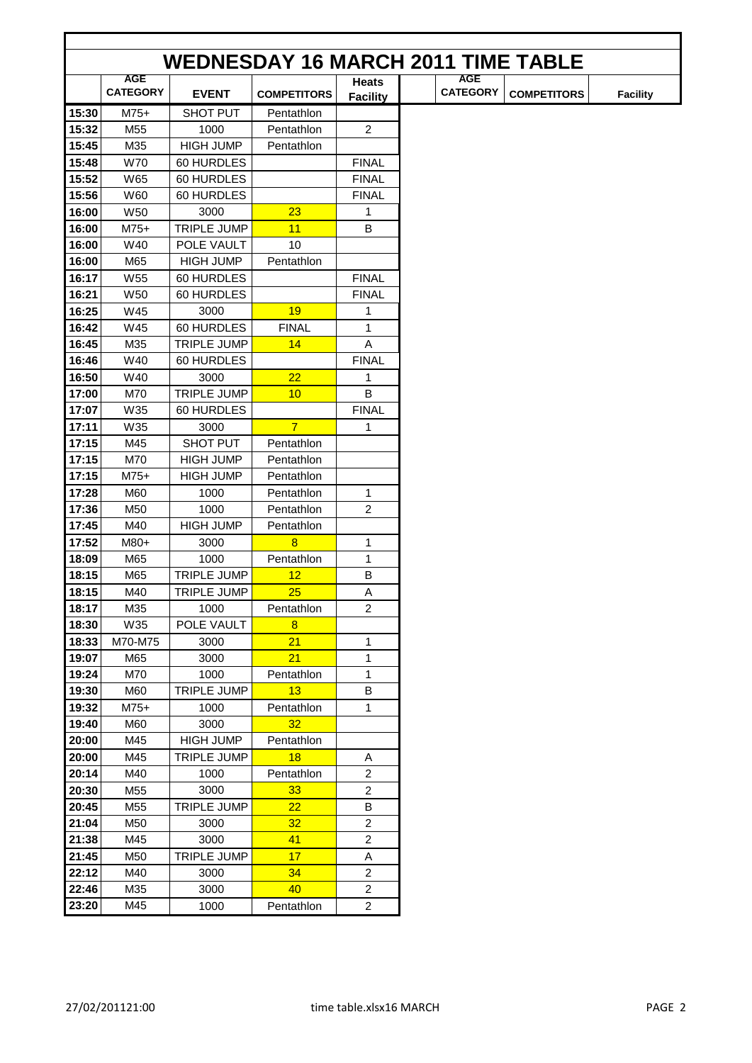# WEDNESDAY 16 MARCH 2011 TIME TABLE

| | AGE CATEGORY | EVENT | COMPETITORS | Heats Facility | AGE CATEGORY | COMPETITORS | Facility |
|---|---|---|---|---|---|---|---|
| 15:30 | M75+ | SHOT PUT | Pentathlon | | | | |
| 15:32 | M55 | 1000 | Pentathlon | 2 | | | |
| 15:45 | M35 | HIGH JUMP | Pentathlon | | | | |
| 15:48 | W70 | 60 HURDLES | | FINAL | | | |
| 15:52 | W65 | 60 HURDLES | | FINAL | | | |
| 15:56 | W60 | 60 HURDLES | | FINAL | | | |
| 16:00 | W50 | 3000 | 23 | 1 | | | |
| 16:00 | M75+ | TRIPLE JUMP | 11 | B | | | |
| 16:00 | W40 | POLE VAULT | 10 | | | | |
| 16:00 | M65 | HIGH JUMP | Pentathlon | | | | |
| 16:17 | W55 | 60 HURDLES | | FINAL | | | |
| 16:21 | W50 | 60 HURDLES | | FINAL | | | |
| 16:25 | W45 | 3000 | 19 | 1 | | | |
| 16:42 | W45 | 60 HURDLES | FINAL | 1 | | | |
| 16:45 | M35 | TRIPLE JUMP | 14 | A | | | |
| 16:46 | W40 | 60 HURDLES | | FINAL | | | |
| 16:50 | W40 | 3000 | 22 | 1 | | | |
| 17:00 | M70 | TRIPLE JUMP | 10 | B | | | |
| 17:07 | W35 | 60 HURDLES | | FINAL | | | |
| 17:11 | W35 | 3000 | 7 | 1 | | | |
| 17:15 | M45 | SHOT PUT | Pentathlon | | | | |
| 17:15 | M70 | HIGH JUMP | Pentathlon | | | | |
| 17:15 | M75+ | HIGH JUMP | Pentathlon | | | | |
| 17:28 | M60 | 1000 | Pentathlon | 1 | | | |
| 17:36 | M50 | 1000 | Pentathlon | 2 | | | |
| 17:45 | M40 | HIGH JUMP | Pentathlon | | | | |
| 17:52 | M80+ | 3000 | 8 | 1 | | | |
| 18:09 | M65 | 1000 | Pentathlon | 1 | | | |
| 18:15 | M65 | TRIPLE JUMP | 12 | B | | | |
| 18:15 | M40 | TRIPLE JUMP | 25 | A | | | |
| 18:17 | M35 | 1000 | Pentathlon | 2 | | | |
| 18:30 | W35 | POLE VAULT | 8 | | | | |
| 18:33 | M70-M75 | 3000 | 21 | 1 | | | |
| 19:07 | M65 | 3000 | 21 | 1 | | | |
| 19:24 | M70 | 1000 | Pentathlon | 1 | | | |
| 19:30 | M60 | TRIPLE JUMP | 13 | B | | | |
| 19:32 | M75+ | 1000 | Pentathlon | 1 | | | |
| 19:40 | M60 | 3000 | 32 | | | | |
| 20:00 | M45 | HIGH JUMP | Pentathlon | | | | |
| 20:00 | M45 | TRIPLE JUMP | 18 | A | | | |
| 20:14 | M40 | 1000 | Pentathlon | 2 | | | |
| 20:30 | M55 | 3000 | 33 | 2 | | | |
| 20:45 | M55 | TRIPLE JUMP | 22 | B | | | |
| 21:04 | M50 | 3000 | 32 | 2 | | | |
| 21:38 | M45 | 3000 | 41 | 2 | | | |
| 21:45 | M50 | TRIPLE JUMP | 17 | A | | | |
| 22:12 | M40 | 3000 | 34 | 2 | | | |
| 22:46 | M35 | 3000 | 40 | 2 | | | |
| 23:20 | M45 | 1000 | Pentathlon | 2 | | | |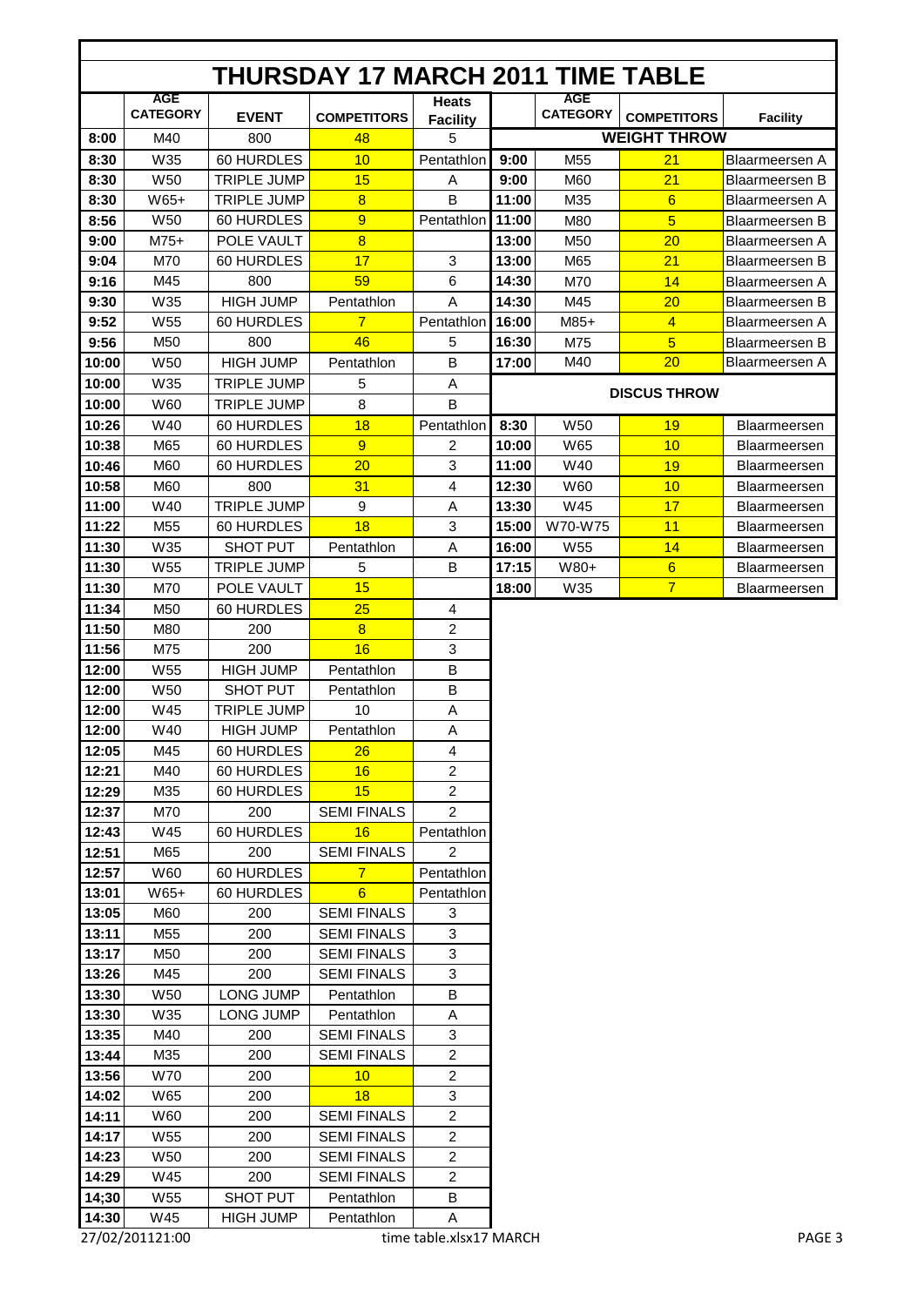# THURSDAY 17 MARCH 2011 TIME TABLE

|  | AGE CATEGORY | EVENT | COMPETITORS | Heats Facility |
|---|---|---|---|---|
| 8:00 | M40 | 800 | 48 | 5 |
| 8:30 | W35 | 60 HURDLES | 10 | Pentathlon |
| 8:30 | W50 | TRIPLE JUMP | 15 | A |
| 8:30 | W65+ | TRIPLE JUMP | 8 | B |
| 8:56 | W50 | 60 HURDLES | 9 | Pentathlon |
| 9:00 | M75+ | POLE VAULT | 8 |  |
| 9:04 | M70 | 60 HURDLES | 17 | 3 |
| 9:16 | M45 | 800 | 59 | 6 |
| 9:30 | W35 | HIGH JUMP | Pentathlon | A |
| 9:52 | W55 | 60 HURDLES | 7 | Pentathlon |
| 9:56 | M50 | 800 | 46 | 5 |
| 10:00 | W50 | HIGH JUMP | Pentathlon | B |
| 10:00 | W35 | TRIPLE JUMP | 5 | A |
| 10:00 | W60 | TRIPLE JUMP | 8 | B |
| 10:26 | W40 | 60 HURDLES | 18 | Pentathlon |
| 10:38 | M65 | 60 HURDLES | 9 | 2 |
| 10:46 | M60 | 60 HURDLES | 20 | 3 |
| 10:58 | M60 | 800 | 31 | 4 |
| 11:00 | W40 | TRIPLE JUMP | 9 | A |
| 11:22 | M55 | 60 HURDLES | 18 | 3 |
| 11:30 | W35 | SHOT PUT | Pentathlon | A |
| 11:30 | W55 | TRIPLE JUMP | 5 | B |
| 11:30 | M70 | POLE VAULT | 15 |  |
| 11:34 | M50 | 60 HURDLES | 25 | 4 |
| 11:50 | M80 | 200 | 8 | 2 |
| 11:56 | M75 | 200 | 16 | 3 |
| 12:00 | W55 | HIGH JUMP | Pentathlon | B |
| 12:00 | W50 | SHOT PUT | Pentathlon | B |
| 12:00 | W45 | TRIPLE JUMP | 10 | A |
| 12:00 | W40 | HIGH JUMP | Pentathlon | A |
| 12:05 | M45 | 60 HURDLES | 26 | 4 |
| 12:21 | M40 | 60 HURDLES | 16 | 2 |
| 12:29 | M35 | 60 HURDLES | 15 | 2 |
| 12:37 | M70 | 200 | SEMI FINALS | 2 |
| 12:43 | W45 | 60 HURDLES | 16 | Pentathlon |
| 12:51 | M65 | 200 | SEMI FINALS | 2 |
| 12:57 | W60 | 60 HURDLES | 7 | Pentathlon |
| 13:01 | W65+ | 60 HURDLES | 6 | Pentathlon |
| 13:05 | M60 | 200 | SEMI FINALS | 3 |
| 13:11 | M55 | 200 | SEMI FINALS | 3 |
| 13:17 | M50 | 200 | SEMI FINALS | 3 |
| 13:26 | M45 | 200 | SEMI FINALS | 3 |
| 13:30 | W50 | LONG JUMP | Pentathlon | B |
| 13:30 | W35 | LONG JUMP | Pentathlon | A |
| 13:35 | M40 | 200 | SEMI FINALS | 3 |
| 13:44 | M35 | 200 | SEMI FINALS | 2 |
| 13:56 | W70 | 200 | 10 | 2 |
| 14:02 | W65 | 200 | 18 | 3 |
| 14:11 | W60 | 200 | SEMI FINALS | 2 |
| 14:17 | W55 | 200 | SEMI FINALS | 2 |
| 14:23 | W50 | 200 | SEMI FINALS | 2 |
| 14:29 | W45 | 200 | SEMI FINALS | 2 |
| 14;30 | W55 | SHOT PUT | Pentathlon | B |
| 14:30 | W45 | HIGH JUMP | Pentathlon | A |

## WEIGHT THROW

|  | AGE CATEGORY | COMPETITORS | Facility |
|---|---|---|---|
| 9:00 | M55 | 21 | Blaarmeersen A |
| 9:00 | M60 | 21 | Blaarmeersen B |
| 11:00 | M35 | 6 | Blaarmeersen A |
| 11:00 | M80 | 5 | Blaarmeersen B |
| 13:00 | M50 | 20 | Blaarmeersen A |
| 13:00 | M65 | 21 | Blaarmeersen B |
| 14:30 | M70 | 14 | Blaarmeersen A |
| 14:30 | M45 | 20 | Blaarmeersen B |
| 16:00 | M85+ | 4 | Blaarmeersen A |
| 16:30 | M75 | 5 | Blaarmeersen B |
| 17:00 | M40 | 20 | Blaarmeersen A |

## DISCUS THROW

|  | AGE CATEGORY | COMPETITORS | Facility |
|---|---|---|---|
| 8:30 | W50 | 19 | Blaarmeersen |
| 10:00 | W65 | 10 | Blaarmeersen |
| 11:00 | W40 | 19 | Blaarmeersen |
| 12:30 | W60 | 10 | Blaarmeersen |
| 13:30 | W45 | 17 | Blaarmeersen |
| 15:00 | W70-W75 | 11 | Blaarmeersen |
| 16:00 | W55 | 14 | Blaarmeersen |
| 17:15 | W80+ | 6 | Blaarmeersen |
| 18:00 | W35 | 7 | Blaarmeersen |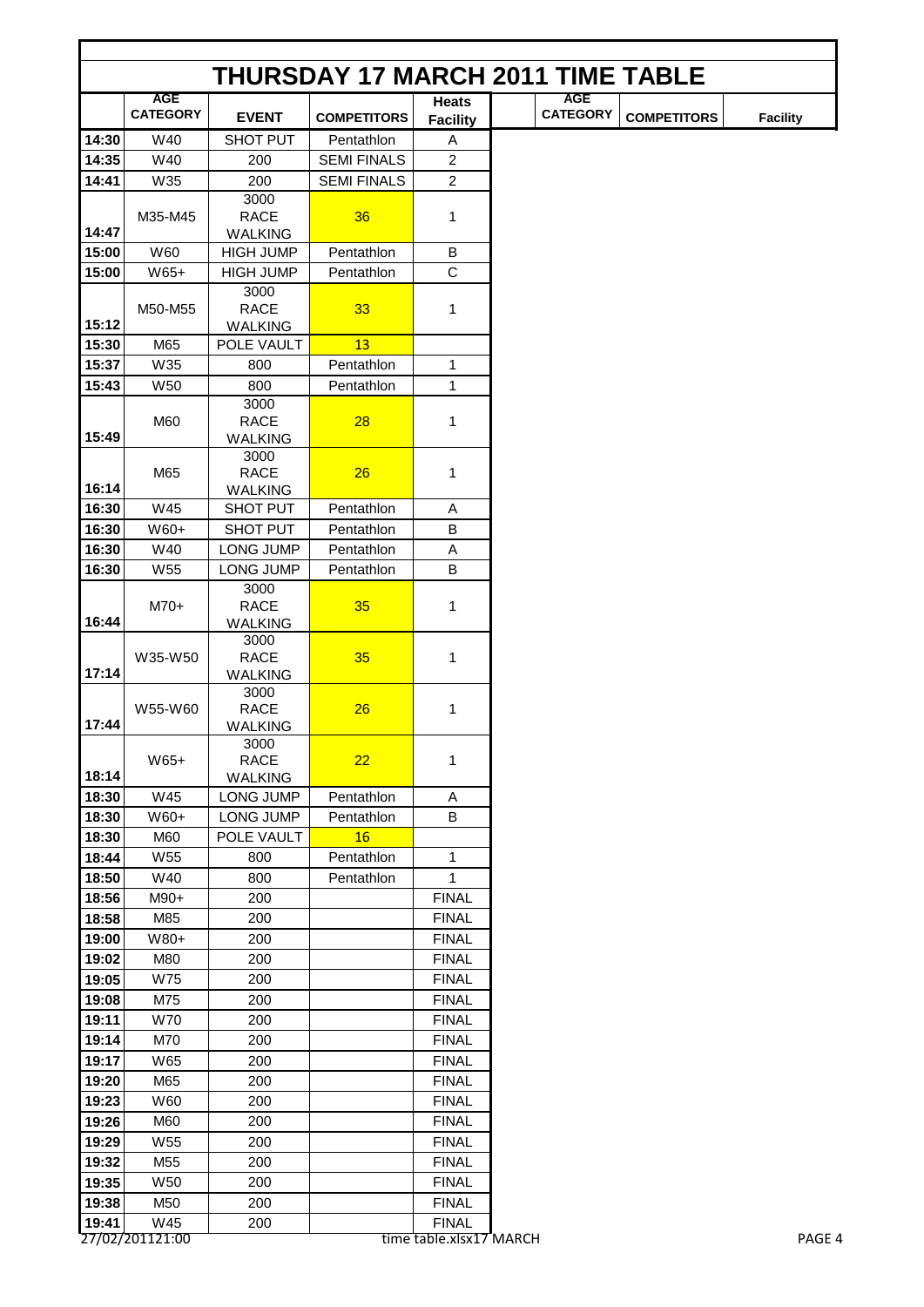# THURSDAY 17 MARCH 2011 TIME TABLE

| | AGE CATEGORY | EVENT | COMPETITORS | Heats Facility | AGE CATEGORY | COMPETITORS | Facility |
|---|---|---|---|---|---|---|---|
| 14:30 | W40 | SHOT PUT | Pentathlon | A | | | |
| 14:35 | W40 | 200 | SEMI FINALS | 2 | | | |
| 14:41 | W35 | 200 | SEMI FINALS | 2 | | | |
| 14:47 | M35-M45 | 3000 RACE WALKING | 36 | 1 | | | |
| 15:00 | W60 | HIGH JUMP | Pentathlon | B | | | |
| 15:00 | W65+ | HIGH JUMP | Pentathlon | C | | | |
| 15:12 | M50-M55 | 3000 RACE WALKING | 33 | 1 | | | |
| 15:30 | M65 | POLE VAULT | 13 | | | | |
| 15:37 | W35 | 800 | Pentathlon | 1 | | | |
| 15:43 | W50 | 800 | Pentathlon | 1 | | | |
| 15:49 | M60 | 3000 RACE WALKING | 28 | 1 | | | |
| 16:14 | M65 | 3000 RACE WALKING | 26 | 1 | | | |
| 16:30 | W45 | SHOT PUT | Pentathlon | A | | | |
| 16:30 | W60+ | SHOT PUT | Pentathlon | B | | | |
| 16:30 | W40 | LONG JUMP | Pentathlon | A | | | |
| 16:30 | W55 | LONG JUMP | Pentathlon | B | | | |
| 16:44 | M70+ | 3000 RACE WALKING | 35 | 1 | | | |
| 17:14 | W35-W50 | 3000 RACE WALKING | 35 | 1 | | | |
| 17:44 | W55-W60 | 3000 RACE WALKING | 26 | 1 | | | |
| 18:14 | W65+ | 3000 RACE WALKING | 22 | 1 | | | |
| 18:30 | W45 | LONG JUMP | Pentathlon | A | | | |
| 18:30 | W60+ | LONG JUMP | Pentathlon | B | | | |
| 18:30 | M60 | POLE VAULT | 16 | | | | |
| 18:44 | W55 | 800 | Pentathlon | 1 | | | |
| 18:50 | W40 | 800 | Pentathlon | 1 | | | |
| 18:56 | M90+ | 200 | | FINAL | | | |
| 18:58 | M85 | 200 | | FINAL | | | |
| 19:00 | W80+ | 200 | | FINAL | | | |
| 19:02 | M80 | 200 | | FINAL | | | |
| 19:05 | W75 | 200 | | FINAL | | | |
| 19:08 | M75 | 200 | | FINAL | | | |
| 19:11 | W70 | 200 | | FINAL | | | |
| 19:14 | M70 | 200 | | FINAL | | | |
| 19:17 | W65 | 200 | | FINAL | | | |
| 19:20 | M65 | 200 | | FINAL | | | |
| 19:23 | W60 | 200 | | FINAL | | | |
| 19:26 | M60 | 200 | | FINAL | | | |
| 19:29 | W55 | 200 | | FINAL | | | |
| 19:32 | M55 | 200 | | FINAL | | | |
| 19:35 | W50 | 200 | | FINAL | | | |
| 19:38 | M50 | 200 | | FINAL | | | |
| 19:41 | W45 | 200 | | FINAL | | | |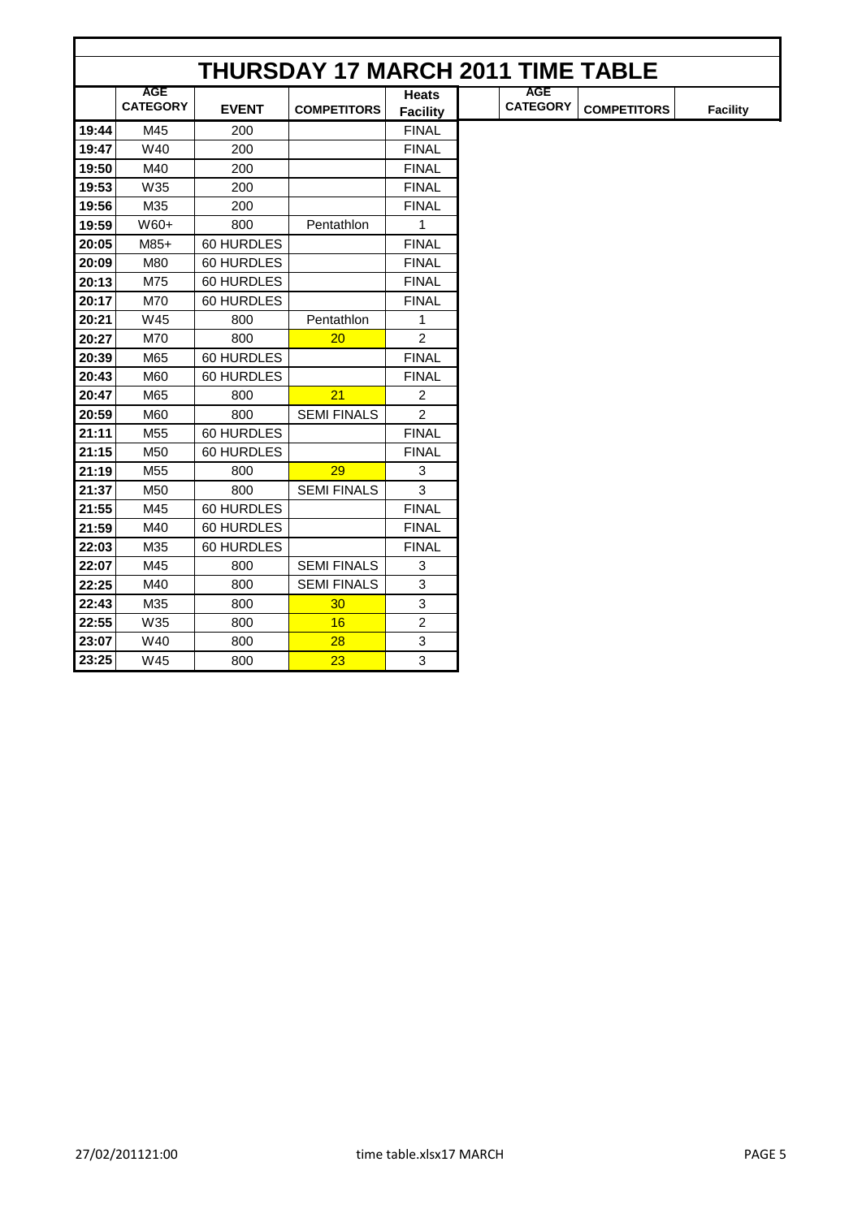# THURSDAY 17 MARCH 2011 TIME TABLE

| | AGE CATEGORY | EVENT | COMPETITORS | Heats Facility | AGE CATEGORY | COMPETITORS | Facility |
|---|---|---|---|---|---|---|---|
| 19:44 | M45 | 200 | | FINAL | | | |
| 19:47 | W40 | 200 | | FINAL | | | |
| 19:50 | M40 | 200 | | FINAL | | | |
| 19:53 | W35 | 200 | | FINAL | | | |
| 19:56 | M35 | 200 | | FINAL | | | |
| 19:59 | W60+ | 800 | Pentathlon | 1 | | | |
| 20:05 | M85+ | 60 HURDLES | | FINAL | | | |
| 20:09 | M80 | 60 HURDLES | | FINAL | | | |
| 20:13 | M75 | 60 HURDLES | | FINAL | | | |
| 20:17 | M70 | 60 HURDLES | | FINAL | | | |
| 20:21 | W45 | 800 | Pentathlon | 1 | | | |
| 20:27 | M70 | 800 | 20 | 2 | | | |
| 20:39 | M65 | 60 HURDLES | | FINAL | | | |
| 20:43 | M60 | 60 HURDLES | | FINAL | | | |
| 20:47 | M65 | 800 | 21 | 2 | | | |
| 20:59 | M60 | 800 | SEMI FINALS | 2 | | | |
| 21:11 | M55 | 60 HURDLES | | FINAL | | | |
| 21:15 | M50 | 60 HURDLES | | FINAL | | | |
| 21:19 | M55 | 800 | 29 | 3 | | | |
| 21:37 | M50 | 800 | SEMI FINALS | 3 | | | |
| 21:55 | M45 | 60 HURDLES | | FINAL | | | |
| 21:59 | M40 | 60 HURDLES | | FINAL | | | |
| 22:03 | M35 | 60 HURDLES | | FINAL | | | |
| 22:07 | M45 | 800 | SEMI FINALS | 3 | | | |
| 22:25 | M40 | 800 | SEMI FINALS | 3 | | | |
| 22:43 | M35 | 800 | 30 | 3 | | | |
| 22:55 | W35 | 800 | 16 | 2 | | | |
| 23:07 | W40 | 800 | 28 | 3 | | | |
| 23:25 | W45 | 800 | 23 | 3 | | | |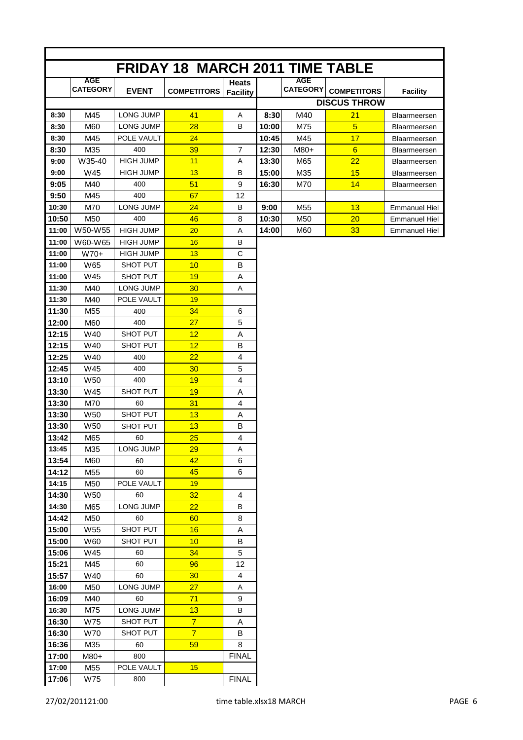# FRIDAY 18 MARCH 2011 TIME TABLE

| | AGE CATEGORY | EVENT | COMPETITORS | Heats Facility |
|---|---|---|---|---|
| 8:30 | M45 | LONG JUMP | 41 | A |
| 8:30 | M60 | LONG JUMP | 28 | B |
| 8:30 | M45 | POLE VAULT | 24 | |
| 8:30 | M35 | 400 | 39 | 7 |
| 9:00 | W35-40 | HIGH JUMP | 11 | A |
| 9:00 | W45 | HIGH JUMP | 13 | B |
| 9:05 | M40 | 400 | 51 | 9 |
| 9:50 | M45 | 400 | 67 | 12 |
| 10:30 | M70 | LONG JUMP | 24 | B |
| 10:50 | M50 | 400 | 46 | 8 |
| 11:00 | W50-W55 | HIGH JUMP | 20 | A |
| 11:00 | W60-W65 | HIGH JUMP | 16 | B |
| 11:00 | W70+ | HIGH JUMP | 13 | C |
| 11:00 | W65 | SHOT PUT | 10 | B |
| 11:00 | W45 | SHOT PUT | 19 | A |
| 11:30 | M40 | LONG JUMP | 30 | A |
| 11:30 | M40 | POLE VAULT | 19 | |
| 11:30 | M55 | 400 | 34 | 6 |
| 12:00 | M60 | 400 | 27 | 5 |
| 12:15 | W40 | SHOT PUT | 12 | A |
| 12:15 | W40 | SHOT PUT | 12 | B |
| 12:25 | W40 | 400 | 22 | 4 |
| 12:45 | W45 | 400 | 30 | 5 |
| 13:10 | W50 | 400 | 19 | 4 |
| 13:30 | W45 | SHOT PUT | 19 | A |
| 13:30 | M70 | 60 | 31 | 4 |
| 13:30 | W50 | SHOT PUT | 13 | A |
| 13:30 | W50 | SHOT PUT | 13 | B |
| 13:42 | M65 | 60 | 25 | 4 |
| 13:45 | M35 | LONG JUMP | 29 | A |
| 13:54 | M60 | 60 | 42 | 6 |
| 14:12 | M55 | 60 | 45 | 6 |
| 14:15 | M50 | POLE VAULT | 19 | |
| 14:30 | W50 | 60 | 32 | 4 |
| 14:30 | M65 | LONG JUMP | 22 | B |
| 14:42 | M50 | 60 | 60 | 8 |
| 15:00 | W55 | SHOT PUT | 16 | A |
| 15:00 | W60 | SHOT PUT | 10 | B |
| 15:06 | W45 | 60 | 34 | 5 |
| 15:21 | M45 | 60 | 96 | 12 |
| 15:57 | W40 | 60 | 30 | 4 |
| 16:00 | M50 | LONG JUMP | 27 | A |
| 16:09 | M40 | 60 | 71 | 9 |
| 16:30 | M75 | LONG JUMP | 13 | B |
| 16:30 | W75 | SHOT PUT | 7 | A |
| 16:30 | W70 | SHOT PUT | 7 | B |
| 16:36 | M35 | 60 | 59 | 8 |
| 17:00 | M80+ | 800 | | FINAL |
| 17:00 | M55 | POLE VAULT | 15 | |
| 17:06 | W75 | 800 | | FINAL |

**DISCUS THROW**

| | AGE CATEGORY | COMPETITORS | Facility |
|---|---|---|---|
| 8:30 | M40 | 21 | Blaarmeersen |
| 10:00 | M75 | 5 | Blaarmeersen |
| 10:45 | M45 | 17 | Blaarmeersen |
| 12:30 | M80+ | 6 | Blaarmeersen |
| 13:30 | M65 | 22 | Blaarmeersen |
| 15:00 | M35 | 15 | Blaarmeersen |
| 16:30 | M70 | 14 | Blaarmeersen |
| | | | |
| 9:00 | M55 | 13 | Emmanuel Hiel |
| 10:30 | M50 | 20 | Emmanuel Hiel |
| 14:00 | M60 | 33 | Emmanuel Hiel |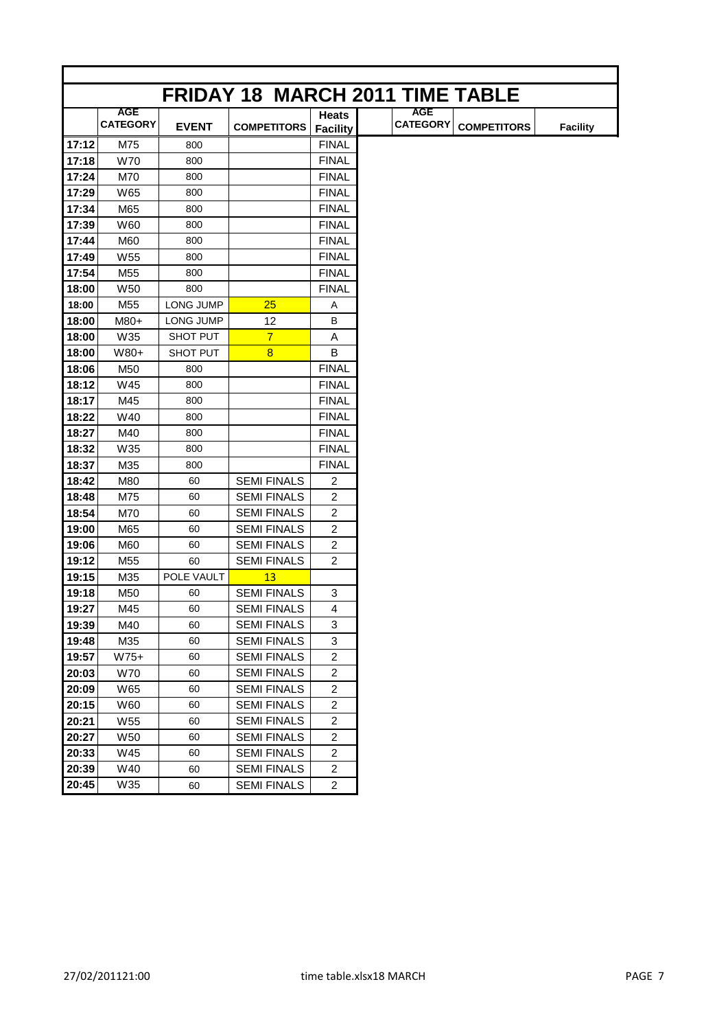# FRIDAY 18 MARCH 2011 TIME TABLE

| | AGE CATEGORY | EVENT | COMPETITORS | Heats Facility | | AGE CATEGORY | COMPETITORS | Facility |
|---|---|---|---|---|---|---|---|---|
| 17:12 | M75 | 800 | | FINAL | | | | |
| 17:18 | W70 | 800 | | FINAL | | | | |
| 17:24 | M70 | 800 | | FINAL | | | | |
| 17:29 | W65 | 800 | | FINAL | | | | |
| 17:34 | M65 | 800 | | FINAL | | | | |
| 17:39 | W60 | 800 | | FINAL | | | | |
| 17:44 | M60 | 800 | | FINAL | | | | |
| 17:49 | W55 | 800 | | FINAL | | | | |
| 17:54 | M55 | 800 | | FINAL | | | | |
| 18:00 | W50 | 800 | | FINAL | | | | |
| 18:00 | M55 | LONG JUMP | 25 | A | | | | |
| 18:00 | M80+ | LONG JUMP | 12 | B | | | | |
| 18:00 | W35 | SHOT PUT | 7 | A | | | | |
| 18:00 | W80+ | SHOT PUT | 8 | B | | | | |
| 18:06 | M50 | 800 | | FINAL | | | | |
| 18:12 | W45 | 800 | | FINAL | | | | |
| 18:17 | M45 | 800 | | FINAL | | | | |
| 18:22 | W40 | 800 | | FINAL | | | | |
| 18:27 | M40 | 800 | | FINAL | | | | |
| 18:32 | W35 | 800 | | FINAL | | | | |
| 18:37 | M35 | 800 | | FINAL | | | | |
| 18:42 | M80 | 60 | SEMI FINALS | 2 | | | | |
| 18:48 | M75 | 60 | SEMI FINALS | 2 | | | | |
| 18:54 | M70 | 60 | SEMI FINALS | 2 | | | | |
| 19:00 | M65 | 60 | SEMI FINALS | 2 | | | | |
| 19:06 | M60 | 60 | SEMI FINALS | 2 | | | | |
| 19:12 | M55 | 60 | SEMI FINALS | 2 | | | | |
| 19:15 | M35 | POLE VAULT | 13 | | | | | |
| 19:18 | M50 | 60 | SEMI FINALS | 3 | | | | |
| 19:27 | M45 | 60 | SEMI FINALS | 4 | | | | |
| 19:39 | M40 | 60 | SEMI FINALS | 3 | | | | |
| 19:48 | M35 | 60 | SEMI FINALS | 3 | | | | |
| 19:57 | W75+ | 60 | SEMI FINALS | 2 | | | | |
| 20:03 | W70 | 60 | SEMI FINALS | 2 | | | | |
| 20:09 | W65 | 60 | SEMI FINALS | 2 | | | | |
| 20:15 | W60 | 60 | SEMI FINALS | 2 | | | | |
| 20:21 | W55 | 60 | SEMI FINALS | 2 | | | | |
| 20:27 | W50 | 60 | SEMI FINALS | 2 | | | | |
| 20:33 | W45 | 60 | SEMI FINALS | 2 | | | | |
| 20:39 | W40 | 60 | SEMI FINALS | 2 | | | | |
| 20:45 | W35 | 60 | SEMI FINALS | 2 | | | | |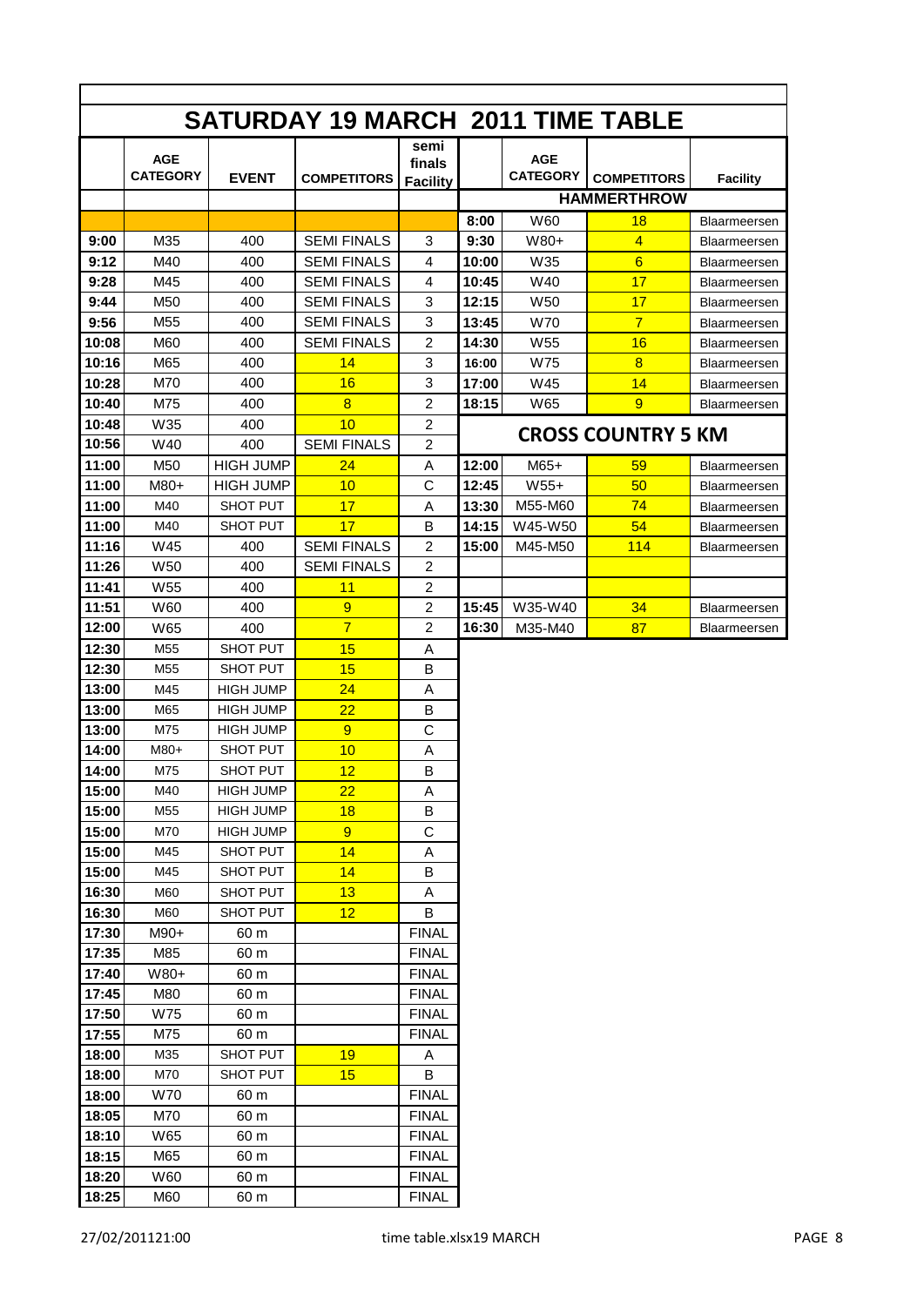# SATURDAY 19 MARCH 2011 TIME TABLE

| | AGE CATEGORY | EVENT | COMPETITORS | semi finals Facility | | AGE CATEGORY | COMPETITORS | Facility |
|---|---|---|---|---|---|---|---|---|
| | | | | | | HAMMERTHROW | | |
| | | | | | 8:00 | W60 | 18 | Blaarmeersen |
| 9:00 | M35 | 400 | SEMI FINALS | 3 | 9:30 | W80+ | 4 | Blaarmeersen |
| 9:12 | M40 | 400 | SEMI FINALS | 4 | 10:00 | W35 | 6 | Blaarmeersen |
| 9:28 | M45 | 400 | SEMI FINALS | 4 | 10:45 | W40 | 17 | Blaarmeersen |
| 9:44 | M50 | 400 | SEMI FINALS | 3 | 12:15 | W50 | 17 | Blaarmeersen |
| 9:56 | M55 | 400 | SEMI FINALS | 3 | 13:45 | W70 | 7 | Blaarmeersen |
| 10:08 | M60 | 400 | SEMI FINALS | 2 | 14:30 | W55 | 16 | Blaarmeersen |
| 10:16 | M65 | 400 | 14 | 3 | 16:00 | W75 | 8 | Blaarmeersen |
| 10:28 | M70 | 400 | 16 | 3 | 17:00 | W45 | 14 | Blaarmeersen |
| 10:40 | M75 | 400 | 8 | 2 | 18:15 | W65 | 9 | Blaarmeersen |
| 10:48 | W35 | 400 | 10 | 2 | | CROSS COUNTRY 5 KM | | |
| 10:56 | W40 | 400 | SEMI FINALS | 2 | | | | |
| 11:00 | M50 | HIGH JUMP | 24 | A | 12:00 | M65+ | 59 | Blaarmeersen |
| 11:00 | M80+ | HIGH JUMP | 10 | C | 12:45 | W55+ | 50 | Blaarmeersen |
| 11:00 | M40 | SHOT PUT | 17 | A | 13:30 | M55-M60 | 74 | Blaarmeersen |
| 11:00 | M40 | SHOT PUT | 17 | B | 14:15 | W45-W50 | 54 | Blaarmeersen |
| 11:16 | W45 | 400 | SEMI FINALS | 2 | 15:00 | M45-M50 | 114 | Blaarmeersen |
| 11:26 | W50 | 400 | SEMI FINALS | 2 | | | | |
| 11:41 | W55 | 400 | 11 | 2 | | | | |
| 11:51 | W60 | 400 | 9 | 2 | 15:45 | W35-W40 | 34 | Blaarmeersen |
| 12:00 | W65 | 400 | 7 | 2 | 16:30 | M35-M40 | 87 | Blaarmeersen |
| 12:30 | M55 | SHOT PUT | 15 | A | | | | |
| 12:30 | M55 | SHOT PUT | 15 | B | | | | |
| 13:00 | M45 | HIGH JUMP | 24 | A | | | | |
| 13:00 | M65 | HIGH JUMP | 22 | B | | | | |
| 13:00 | M75 | HIGH JUMP | 9 | C | | | | |
| 14:00 | M80+ | SHOT PUT | 10 | A | | | | |
| 14:00 | M75 | SHOT PUT | 12 | B | | | | |
| 15:00 | M40 | HIGH JUMP | 22 | A | | | | |
| 15:00 | M55 | HIGH JUMP | 18 | B | | | | |
| 15:00 | M70 | HIGH JUMP | 9 | C | | | | |
| 15:00 | M45 | SHOT PUT | 14 | A | | | | |
| 15:00 | M45 | SHOT PUT | 14 | B | | | | |
| 16:30 | M60 | SHOT PUT | 13 | A | | | | |
| 16:30 | M60 | SHOT PUT | 12 | B | | | | |
| 17:30 | M90+ | 60 m | | FINAL | | | | |
| 17:35 | M85 | 60 m | | FINAL | | | | |
| 17:40 | W80+ | 60 m | | FINAL | | | | |
| 17:45 | M80 | 60 m | | FINAL | | | | |
| 17:50 | W75 | 60 m | | FINAL | | | | |
| 17:55 | M75 | 60 m | | FINAL | | | | |
| 18:00 | M35 | SHOT PUT | 19 | A | | | | |
| 18:00 | M70 | SHOT PUT | 15 | B | | | | |
| 18:00 | W70 | 60 m | | FINAL | | | | |
| 18:05 | M70 | 60 m | | FINAL | | | | |
| 18:10 | W65 | 60 m | | FINAL | | | | |
| 18:15 | M65 | 60 m | | FINAL | | | | |
| 18:20 | W60 | 60 m | | FINAL | | | | |
| 18:25 | M60 | 60 m | | FINAL | | | | |

27/02/201121:00 time table.xlsx19 MARCH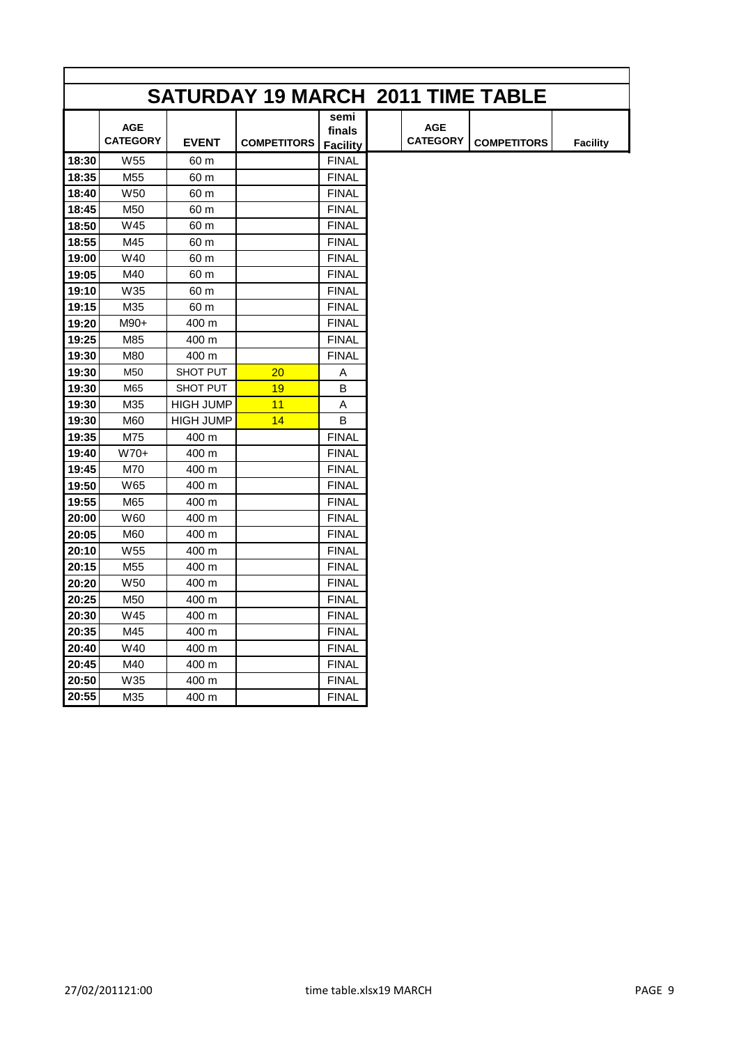# SATURDAY 19 MARCH 2011 TIME TABLE

| | AGE CATEGORY | EVENT | COMPETITORS | semi finals Facility | | AGE CATEGORY | COMPETITORS | Facility |
|---|---|---|---|---|---|---|---|---|
| 18:30 | W55 | 60 m | | FINAL | | | | |
| 18:35 | M55 | 60 m | | FINAL | | | | |
| 18:40 | W50 | 60 m | | FINAL | | | | |
| 18:45 | M50 | 60 m | | FINAL | | | | |
| 18:50 | W45 | 60 m | | FINAL | | | | |
| 18:55 | M45 | 60 m | | FINAL | | | | |
| 19:00 | W40 | 60 m | | FINAL | | | | |
| 19:05 | M40 | 60 m | | FINAL | | | | |
| 19:10 | W35 | 60 m | | FINAL | | | | |
| 19:15 | M35 | 60 m | | FINAL | | | | |
| 19:20 | M90+ | 400 m | | FINAL | | | | |
| 19:25 | M85 | 400 m | | FINAL | | | | |
| 19:30 | M80 | 400 m | | FINAL | | | | |
| 19:30 | M50 | SHOT PUT | 20 | A | | | | |
| 19:30 | M65 | SHOT PUT | 19 | B | | | | |
| 19:30 | M35 | HIGH JUMP | 11 | A | | | | |
| 19:30 | M60 | HIGH JUMP | 14 | B | | | | |
| 19:35 | M75 | 400 m | | FINAL | | | | |
| 19:40 | W70+ | 400 m | | FINAL | | | | |
| 19:45 | M70 | 400 m | | FINAL | | | | |
| 19:50 | W65 | 400 m | | FINAL | | | | |
| 19:55 | M65 | 400 m | | FINAL | | | | |
| 20:00 | W60 | 400 m | | FINAL | | | | |
| 20:05 | M60 | 400 m | | FINAL | | | | |
| 20:10 | W55 | 400 m | | FINAL | | | | |
| 20:15 | M55 | 400 m | | FINAL | | | | |
| 20:20 | W50 | 400 m | | FINAL | | | | |
| 20:25 | M50 | 400 m | | FINAL | | | | |
| 20:30 | W45 | 400 m | | FINAL | | | | |
| 20:35 | M45 | 400 m | | FINAL | | | | |
| 20:40 | W40 | 400 m | | FINAL | | | | |
| 20:45 | M40 | 400 m | | FINAL | | | | |
| 20:50 | W35 | 400 m | | FINAL | | | | |
| 20:55 | M35 | 400 m | | FINAL | | | | |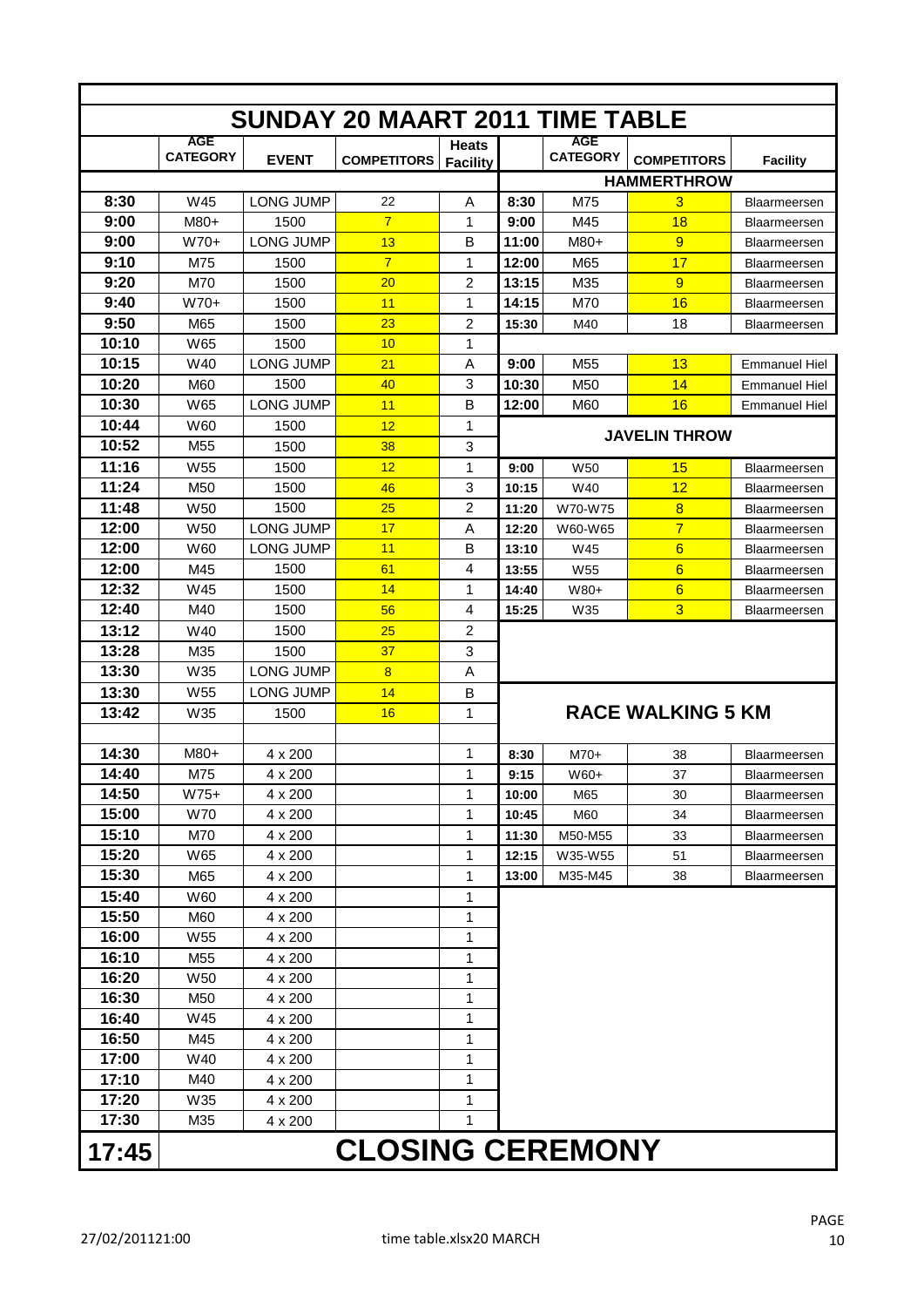# SUNDAY 20 MAART 2011 TIME TABLE

| | AGE CATEGORY | EVENT | COMPETITORS | Heats Facility | | AGE CATEGORY | COMPETITORS | Facility |
|---|---|---|---|---|---|---|---|---|
| | | | | | | | **HAMMERTHROW** | |
| 8:30 | W45 | LONG JUMP | 22 | A | 8:30 | M75 | 3 | Blaarmeersen |
| 9:00 | M80+ | 1500 | 7 | 1 | 9:00 | M45 | 18 | Blaarmeersen |
| 9:00 | W70+ | LONG JUMP | 13 | B | 11:00 | M80+ | 9 | Blaarmeersen |
| 9:10 | M75 | 1500 | 7 | 1 | 12:00 | M65 | 17 | Blaarmeersen |
| 9:20 | M70 | 1500 | 20 | 2 | 13:15 | M35 | 9 | Blaarmeersen |
| 9:40 | W70+ | 1500 | 11 | 1 | 14:15 | M70 | 16 | Blaarmeersen |
| 9:50 | M65 | 1500 | 23 | 2 | 15:30 | M40 | 18 | Blaarmeersen |
| 10:10 | W65 | 1500 | 10 | 1 | | | | |
| 10:15 | W40 | LONG JUMP | 21 | A | 9:00 | M55 | 13 | Emmanuel Hiel |
| 10:20 | M60 | 1500 | 40 | 3 | 10:30 | M50 | 14 | Emmanuel Hiel |
| 10:30 | W65 | LONG JUMP | 11 | B | 12:00 | M60 | 16 | Emmanuel Hiel |
| 10:44 | W60 | 1500 | 12 | 1 | | | **JAVELIN THROW** | |
| 10:52 | M55 | 1500 | 38 | 3 | | | | |
| 11:16 | W55 | 1500 | 12 | 1 | 9:00 | W50 | 15 | Blaarmeersen |
| 11:24 | M50 | 1500 | 46 | 3 | 10:15 | W40 | 12 | Blaarmeersen |
| 11:48 | W50 | 1500 | 25 | 2 | 11:20 | W70-W75 | 8 | Blaarmeersen |
| 12:00 | W50 | LONG JUMP | 17 | A | 12:20 | W60-W65 | 7 | Blaarmeersen |
| 12:00 | W60 | LONG JUMP | 11 | B | 13:10 | W45 | 6 | Blaarmeersen |
| 12:00 | M45 | 1500 | 61 | 4 | 13:55 | W55 | 6 | Blaarmeersen |
| 12:32 | W45 | 1500 | 14 | 1 | 14:40 | W80+ | 6 | Blaarmeersen |
| 12:40 | M40 | 1500 | 56 | 4 | 15:25 | W35 | 3 | Blaarmeersen |
| 13:12 | W40 | 1500 | 25 | 2 | | | | |
| 13:28 | M35 | 1500 | 37 | 3 | | | | |
| 13:30 | W35 | LONG JUMP | 8 | A | | | | |
| 13:30 | W55 | LONG JUMP | 14 | B | | | **RACE WALKING 5 KM** | |
| 13:42 | W35 | 1500 | 16 | 1 | | | | |
| | | | | | | | | |
| 14:30 | M80+ | 4 x 200 | | 1 | 8:30 | M70+ | 38 | Blaarmeersen |
| 14:40 | M75 | 4 x 200 | | 1 | 9:15 | W60+ | 37 | Blaarmeersen |
| 14:50 | W75+ | 4 x 200 | | 1 | 10:00 | M65 | 30 | Blaarmeersen |
| 15:00 | W70 | 4 x 200 | | 1 | 10:45 | M60 | 34 | Blaarmeersen |
| 15:10 | M70 | 4 x 200 | | 1 | 11:30 | M50-M55 | 33 | Blaarmeersen |
| 15:20 | W65 | 4 x 200 | | 1 | 12:15 | W35-W55 | 51 | Blaarmeersen |
| 15:30 | M65 | 4 x 200 | | 1 | 13:00 | M35-M45 | 38 | Blaarmeersen |
| 15:40 | W60 | 4 x 200 | | 1 | | | | |
| 15:50 | M60 | 4 x 200 | | 1 | | | | |
| 16:00 | W55 | 4 x 200 | | 1 | | | | |
| 16:10 | M55 | 4 x 200 | | 1 | | | | |
| 16:20 | W50 | 4 x 200 | | 1 | | | | |
| 16:30 | M50 | 4 x 200 | | 1 | | | | |
| 16:40 | W45 | 4 x 200 | | 1 | | | | |
| 16:50 | M45 | 4 x 200 | | 1 | | | | |
| 17:00 | W40 | 4 x 200 | | 1 | | | | |
| 17:10 | M40 | 4 x 200 | | 1 | | | | |
| 17:20 | W35 | 4 x 200 | | 1 | | | | |
| 17:30 | M35 | 4 x 200 | | 1 | | | | |
| **17:45** | **CLOSING CEREMONY** | | | | | | | |

27/02/2011 21:00 time table.xlsx 20 MARCH